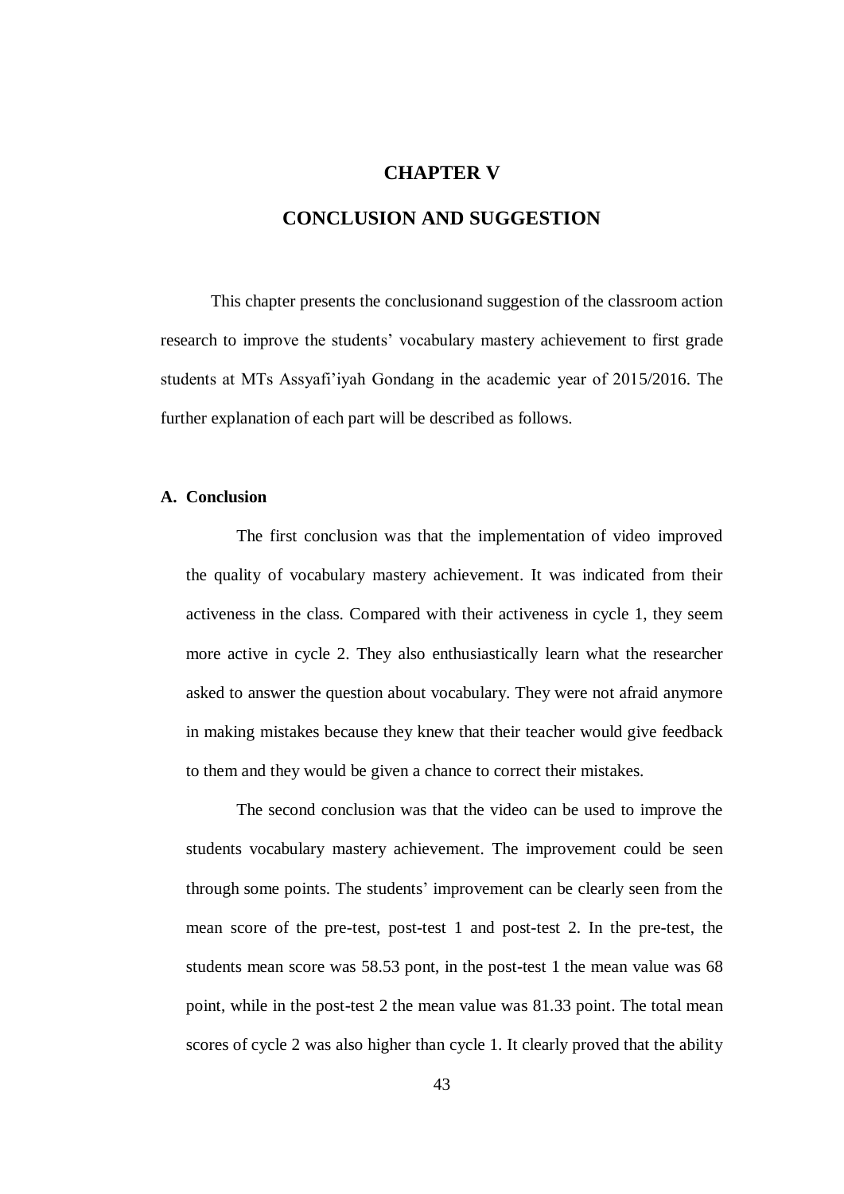# CHAPTER V

# CONCLUSION AND SUGGESTION

This chapter presents the conclusionand suggestion of the classroom action research to improve the students' vocabulary mastery achievement to first grade students at MTs Assyafi'iyah Gondang in the academic year of 2015/2016. The further explanation of each part will be described as follows.

## A. Conclusion

The first conclusion was that the implementation of video improved the quality of vocabulary mastery achievement. It was indicated from their activeness in the class. Compared with their activeness in cycle 1, they seem more active in cycle 2. They also enthusiastically learn what the researcher asked to answer the question about vocabulary. They were not afraid anymore in making mistakes because they knew that their teacher would give feedback to them and they would be given a chance to correct their mistakes.

The second conclusion was that the video can be used to improve the students vocabulary mastery achievement. The improvement could be seen through some points. The students' improvement can be clearly seen from the mean score of the pre-test, post-test 1 and post-test 2. In the pre-test, the students mean score was 58.53 pont, in the post-test 1 the mean value was 68 point, while in the post-test 2 the mean value was 81.33 point. The total mean scores of cycle 2 was also higher than cycle 1. It clearly proved that the ability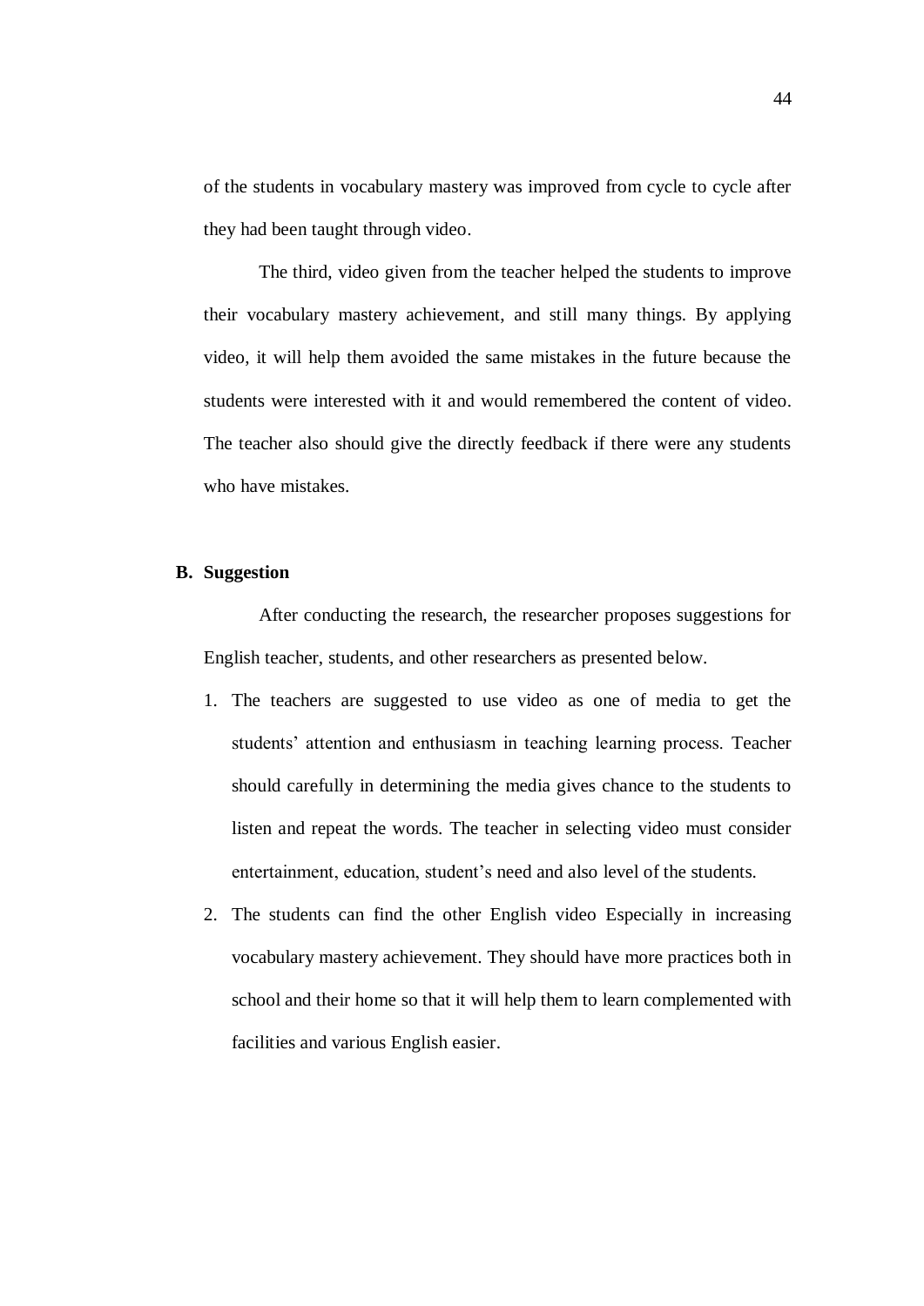of the students in vocabulary mastery was improved from cycle to cycle after they had been taught through video.

The third, video given from the teacher helped the students to improve their vocabulary mastery achievement, and still many things. By applying video, it will help them avoided the same mistakes in the future because the students were interested with it and would remembered the content of video. The teacher also should give the directly feedback if there were any students who have mistakes.

## B. Suggestion

After conducting the research, the researcher proposes suggestions for English teacher, students, and other researchers as presented below.

1. The teachers are suggested to use video as one of media to get the students' attention and enthusiasm in teaching learning process. Teacher should carefully in determining the media gives chance to the students to listen and repeat the words. The teacher in selecting video must consider entertainment, education, student's need and also level of the students.
2. The students can find the other English video Especially in increasing vocabulary mastery achievement. They should have more practices both in school and their home so that it will help them to learn complemented with facilities and various English easier.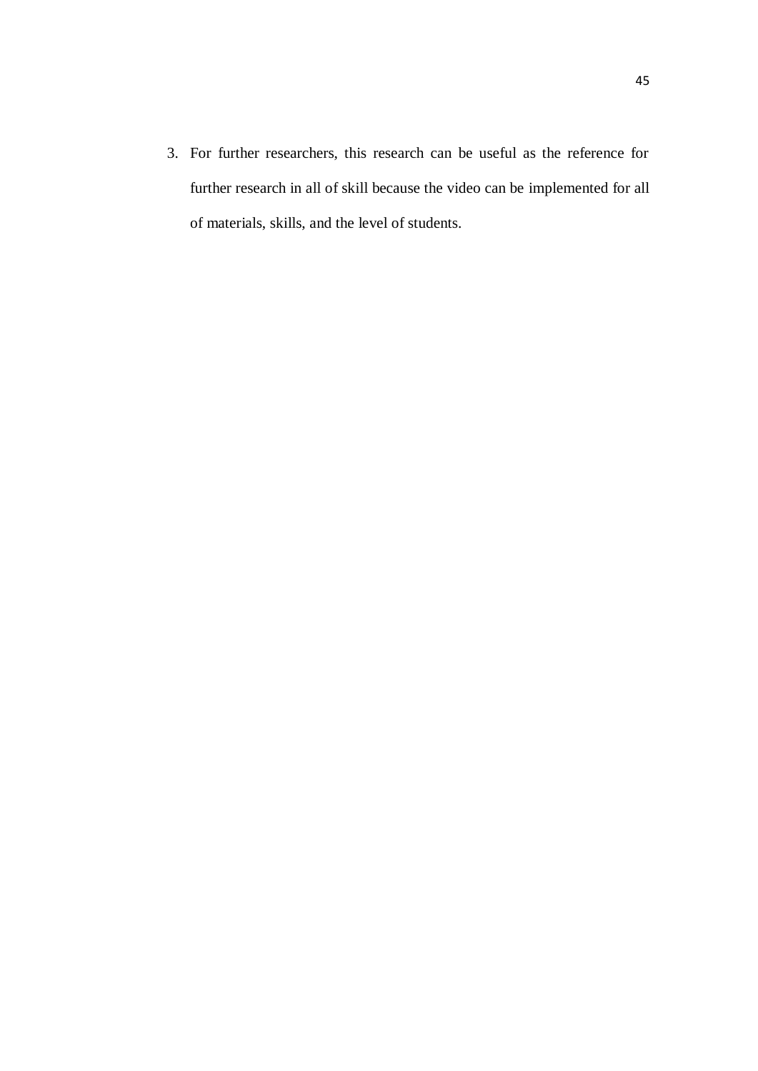3. For further researchers, this research can be useful as the reference for further research in all of skill because the video can be implemented for all of materials, skills, and the level of students.